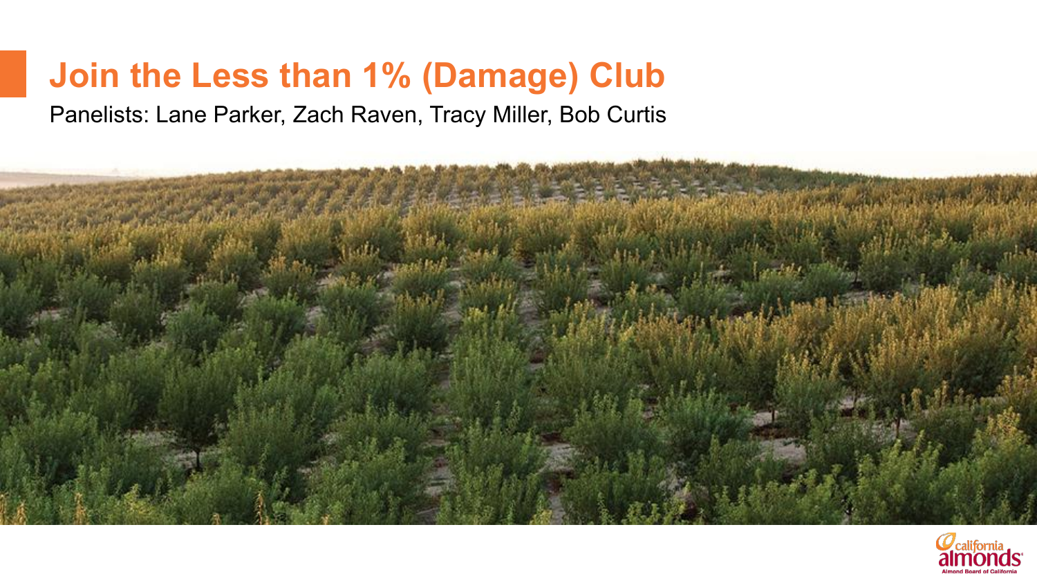# Join the Less than 1% (Damage) Club

Panelists: Lane Parker, Zach Raven, Tracy Miller, Bob Curtis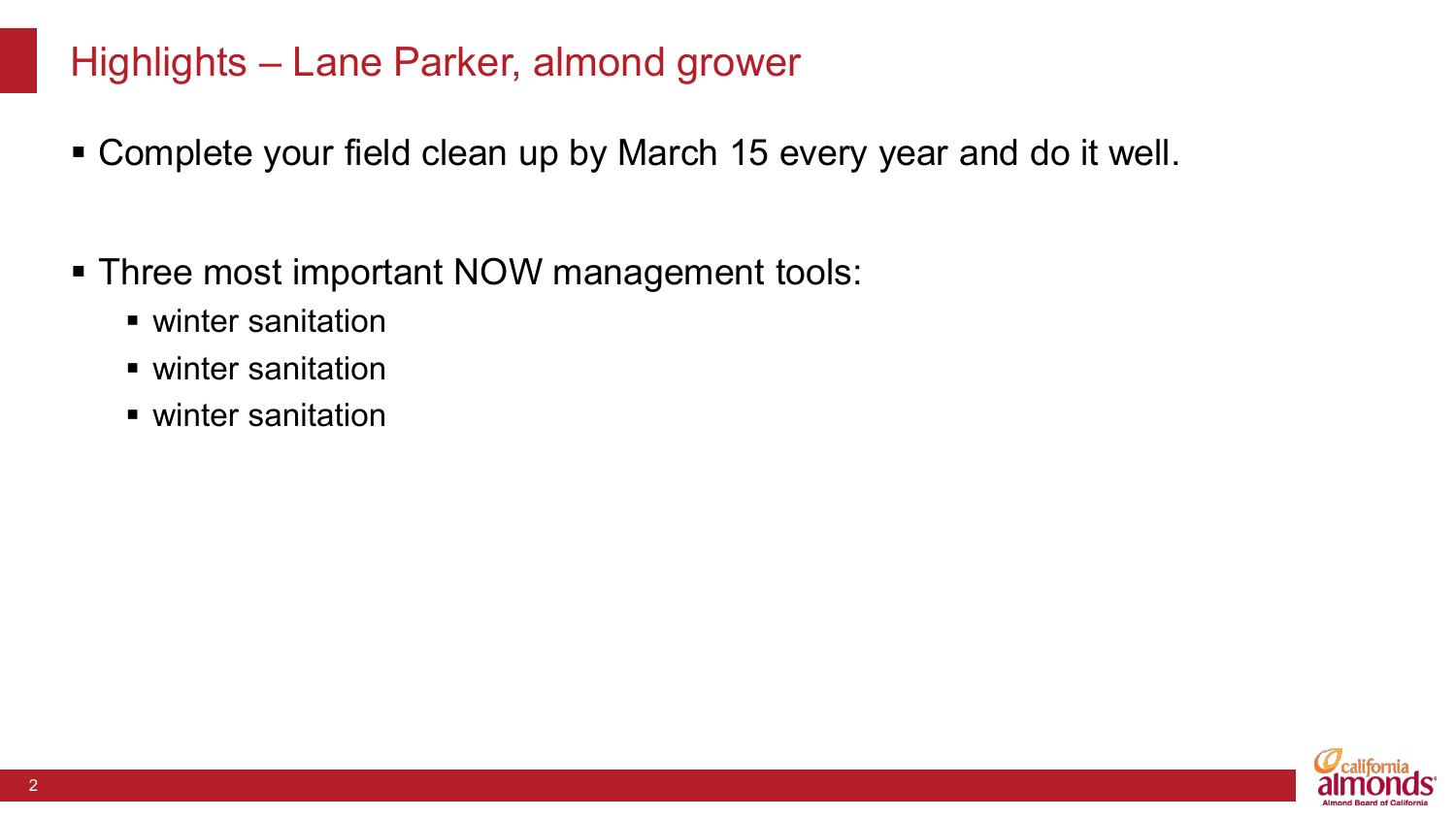# Highlights – Lane Parker, almond grower

- Complete your field clean up by March 15 every year and do it well.

- Three most important NOW management tools:
  - winter sanitation
  - winter sanitation
  - winter sanitation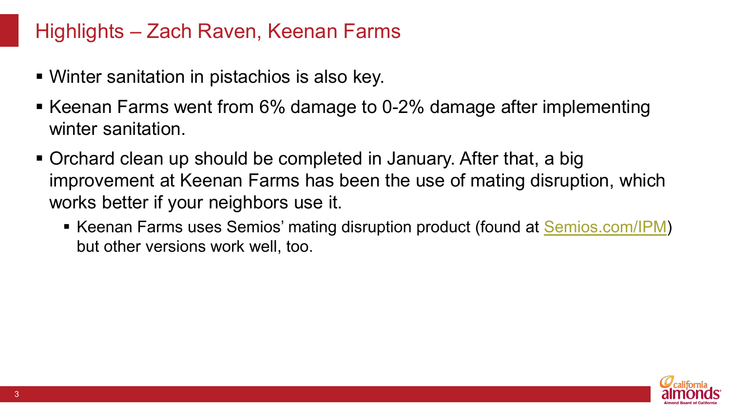# Highlights – Zach Raven, Keenan Farms

- Winter sanitation in pistachios is also key.
- Keenan Farms went from 6% damage to 0-2% damage after implementing winter sanitation.
- Orchard clean up should be completed in January. After that, a big improvement at Keenan Farms has been the use of mating disruption, which works better if your neighbors use it.
  - Keenan Farms uses Semios' mating disruption product (found at [Semios.com/IPM](Semios.com/IPM)) but other versions work well, too.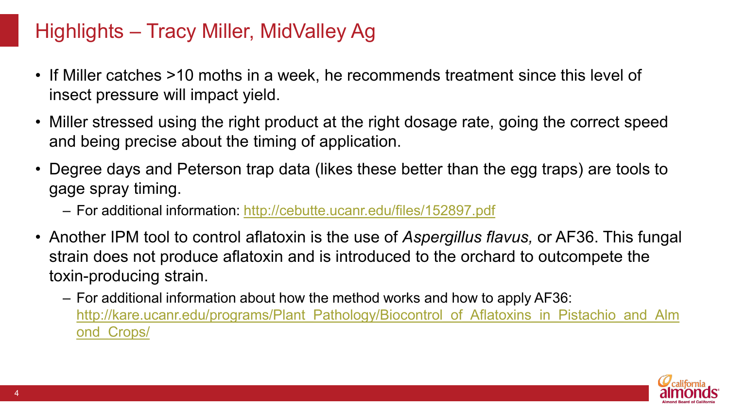# Highlights – Tracy Miller, MidValley Ag

- If Miller catches >10 moths in a week, he recommends treatment since this level of insect pressure will impact yield.
- Miller stressed using the right product at the right dosage rate, going the correct speed and being precise about the timing of application.
- Degree days and Peterson trap data (likes these better than the egg traps) are tools to gage spray timing.
  - For additional information: http://cebutte.ucanr.edu/files/152897.pdf
- Another IPM tool to control aflatoxin is the use of *Aspergillus flavus,* or AF36. This fungal strain does not produce aflatoxin and is introduced to the orchard to outcompete the toxin-producing strain.
  - For additional information about how the method works and how to apply AF36: http://kare.ucanr.edu/programs/Plant_Pathology/Biocontrol_of_Aflatoxins_in_Pistachio_and_Almond_Crops/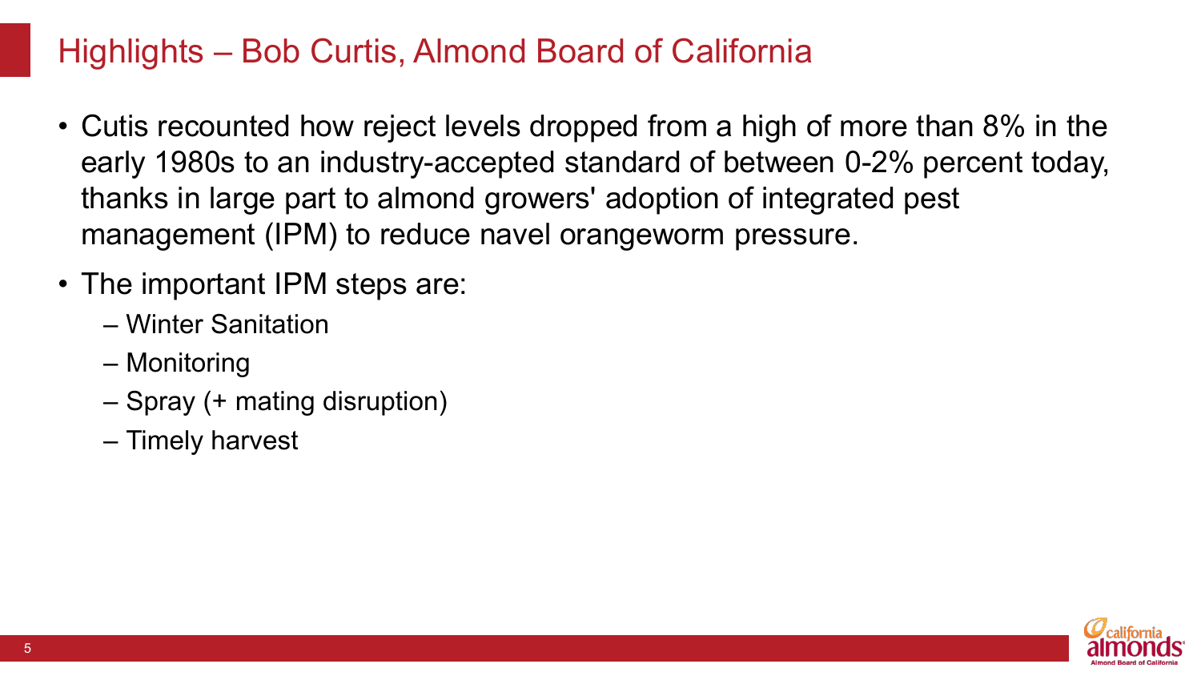# Highlights – Bob Curtis, Almond Board of California

- Cutis recounted how reject levels dropped from a high of more than 8% in the early 1980s to an industry-accepted standard of between 0-2% percent today, thanks in large part to almond growers' adoption of integrated pest management (IPM) to reduce navel orangeworm pressure.
- The important IPM steps are:
  - Winter Sanitation
  - Monitoring
  - Spray (+ mating disruption)
  - Timely harvest